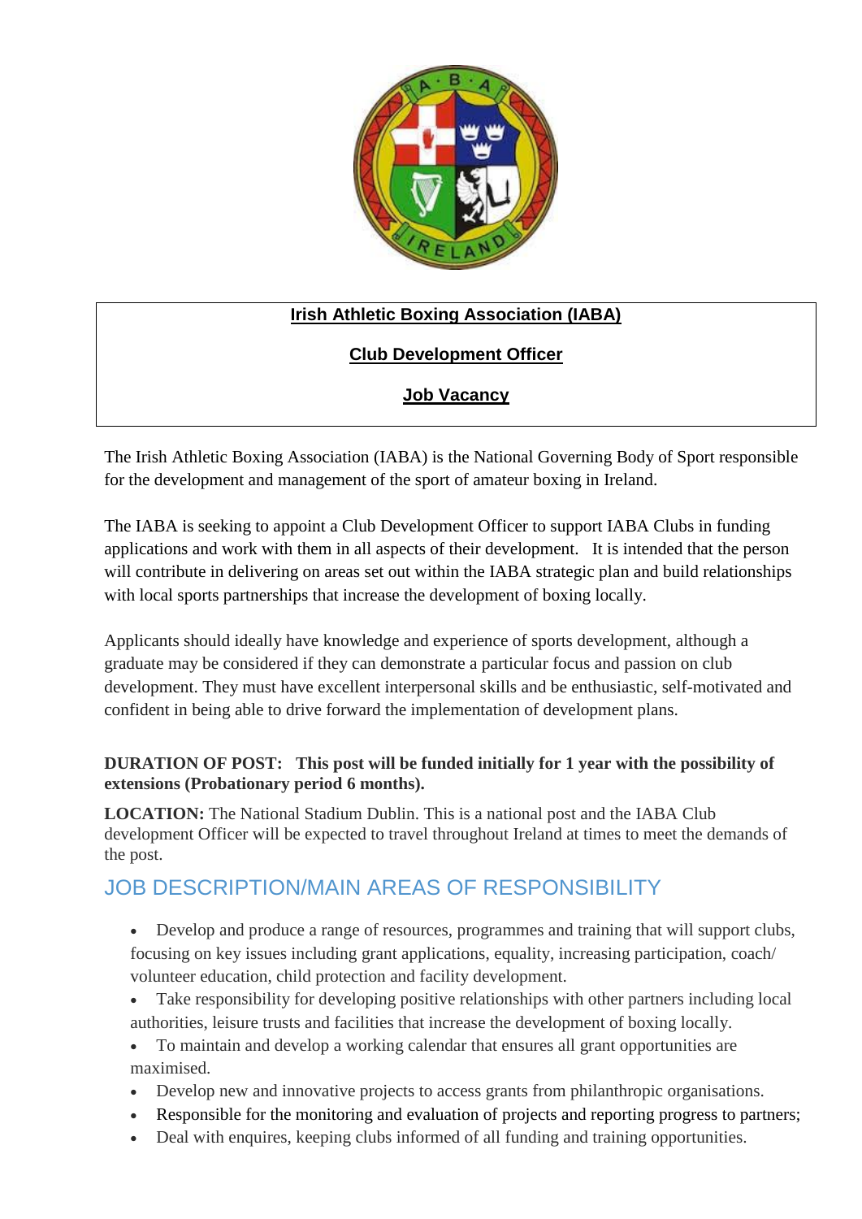**Irish Athletic Boxing Association (IABA)**

**Club Development Officer**

**Job Vacancy**

The Irish Athletic Boxing Association (IABA) is the National Governing Body of Sport responsible for the development and management of the sport of amateur boxing in Ireland.

The IABA is seeking to appoint a Club Development Officer to support IABA Clubs in funding applications and work with them in all aspects of their development. It is intended that the person will contribute in delivering on areas set out within the IABA strategic plan and build relationships with local sports partnerships that increase the development of boxing locally.

Applicants should ideally have knowledge and experience of sports development, although a graduate may be considered if they can demonstrate a particular focus and passion on club development. They must have excellent interpersonal skills and be enthusiastic, self-motivated and confident in being able to drive forward the implementation of development plans.

**DURATION OF POST: This post will be funded initially for 1 year with the possibility of extensions (Probationary period 6 months).**

**LOCATION:** The National Stadium Dublin. This is a national post and the IABA Club development Officer will be expected to travel throughout Ireland at times to meet the demands of the post.

## JOB DESCRIPTION/MAIN AREAS OF RESPONSIBILITY

- Develop and produce a range of resources, programmes and training that will support clubs, focusing on key issues including grant applications, equality, increasing participation, coach/ volunteer education, child protection and facility development.
- Take responsibility for developing positive relationships with other partners including local authorities, leisure trusts and facilities that increase the development of boxing locally.
- To maintain and develop a working calendar that ensures all grant opportunities are maximised.
- Develop new and innovative projects to access grants from philanthropic organisations.
- Responsible for the monitoring and evaluation of projects and reporting progress to partners;
- Deal with enquires, keeping clubs informed of all funding and training opportunities.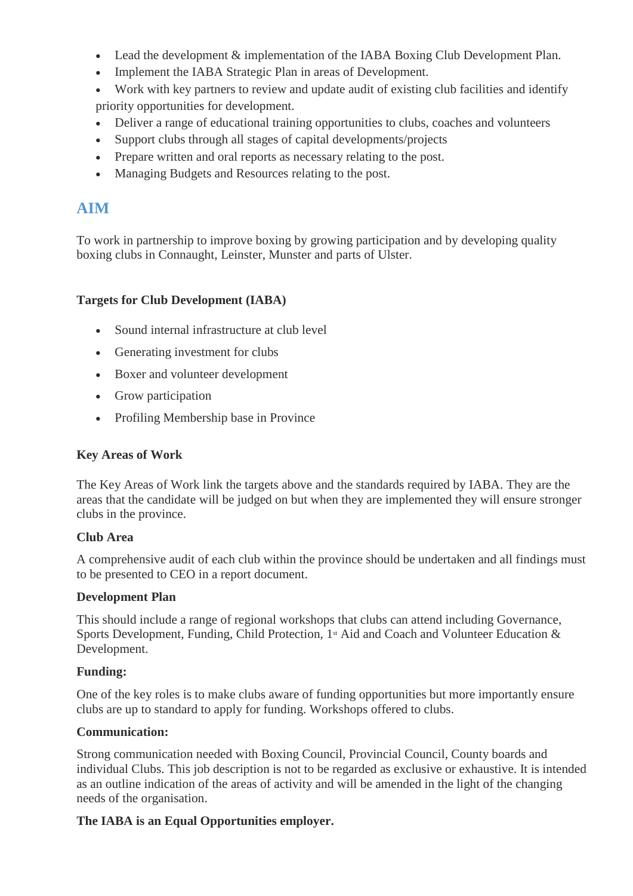- Lead the development & implementation of the IABA Boxing Club Development Plan.
- Implement the IABA Strategic Plan in areas of Development.
- Work with key partners to review and update audit of existing club facilities and identify priority opportunities for development.
- Deliver a range of educational training opportunities to clubs, coaches and volunteers
- Support clubs through all stages of capital developments/projects
- Prepare written and oral reports as necessary relating to the post.
- Managing Budgets and Resources relating to the post.

## AIM

To work in partnership to improve boxing by growing participation and by developing quality boxing clubs in Connaught, Leinster, Munster and parts of Ulster.

**Targets for Club Development (IABA)**

- Sound internal infrastructure at club level
- Generating investment for clubs
- Boxer and volunteer development
- Grow participation
- Profiling Membership base in Province

**Key Areas of Work**

The Key Areas of Work link the targets above and the standards required by IABA. They are the areas that the candidate will be judged on but when they are implemented they will ensure stronger clubs in the province.

**Club Area**

A comprehensive audit of each club within the province should be undertaken and all findings must to be presented to CEO in a report document.

**Development Plan**

This should include a range of regional workshops that clubs can attend including Governance, Sports Development, Funding, Child Protection, 1st Aid and Coach and Volunteer Education & Development.

**Funding:**

One of the key roles is to make clubs aware of funding opportunities but more importantly ensure clubs are up to standard to apply for funding. Workshops offered to clubs.

**Communication:**

Strong communication needed with Boxing Council, Provincial Council, County boards and individual Clubs. This job description is not to be regarded as exclusive or exhaustive. It is intended as an outline indication of the areas of activity and will be amended in the light of the changing needs of the organisation.

**The IABA is an Equal Opportunities employer.**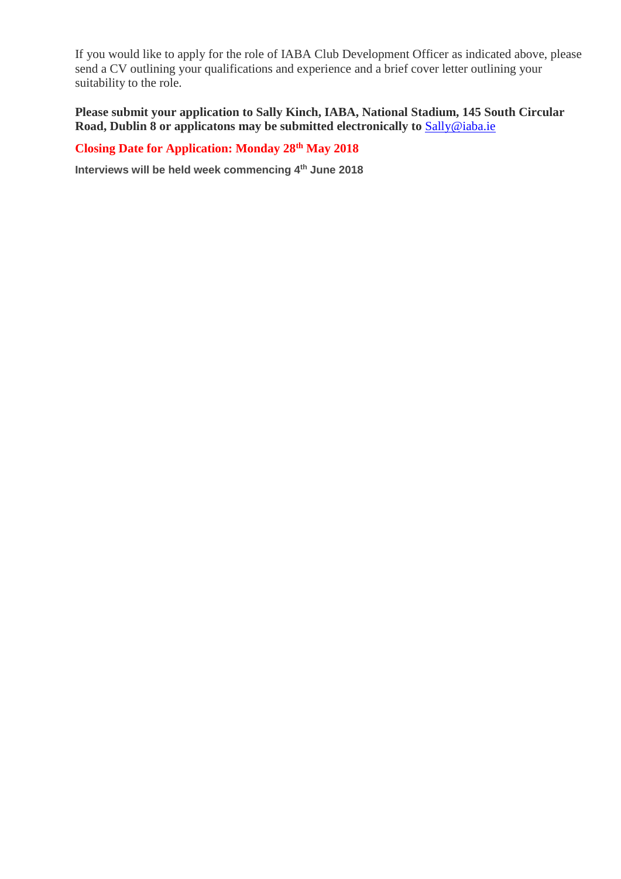If you would like to apply for the role of IABA Club Development Officer as indicated above, please send a CV outlining your qualifications and experience and a brief cover letter outlining your suitability to the role.

**Please submit your application to Sally Kinch, IABA, National Stadium, 145 South Circular Road, Dublin 8 or applicatons may be submitted electronically to** Sally@iaba.ie

**Closing Date for Application: Monday 28th May 2018**

**Interviews will be held week commencing 4th June 2018**